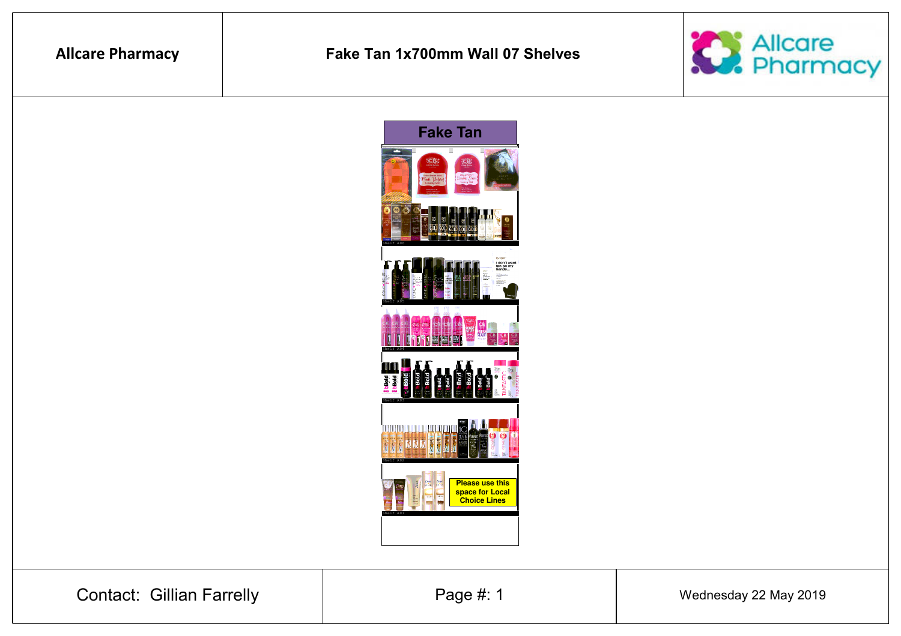| Allcare Pharmacy | Fake Tan 1x700mm Wall 07 Shelves | Allcare Pharmacy |
| --- | --- | --- |

## Fake Tan

Shelf A06

Shelf A05

Shelf A04

Shelf A03

Shelf A02

Please use this space for Local Choice Lines

Shelf A01

| Contact: Gillian Farrelly | Page #: 1 | Wednesday 22 May 2019 |
| --- | --- | --- |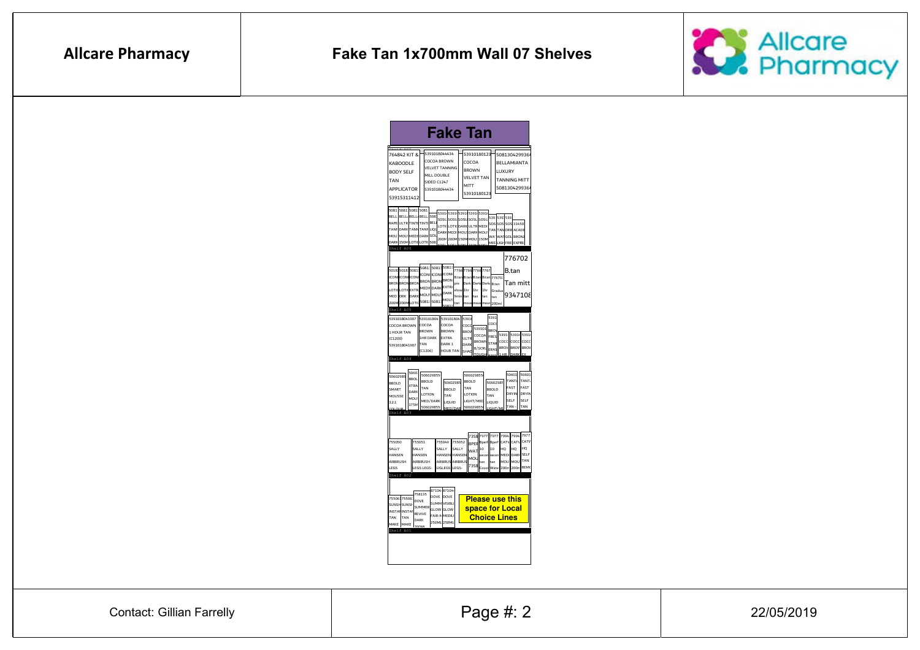**Allcare Pharmacy**

**Fake Tan 1x700mm Wall 07 Shelves**

# Fake Tan

Shelf A07

- 764842 KIT & KABOODLE BODY SELF TAN APPLICATOR 53915311412
- 5391018044434 COCOA BROWN VELVET TANNING MILL DOUBLE SIDED C1247 5391018044434
- 53910180123 COCOA BROWN VELVET TAN MITT 53910180123
- 5081304299364 BELLAMIANTA LUXURY TANNING MITT 5081304299364

Shelf A06

Shelf A05

- 776702 B.tan Tan mitt 9347108

Shelf A04

- 5391018041907 COCOA BROWN 1 HOUR TAN (C1200) 5391018041907
- 539101804 COCOA BROWN 1HR DARK TAN (C1206)
- 539101804 COCOA BROWN EXTRA DARK 1 HOUR TAN

Shelf A03

- 50602985 BBOLD SMART MOUSSE 1.2.1 COLOUR
- 506029855 BBOLD TAN LOTION MED/DARK 506029855
- 50602985 BBOLD TAN LIQUID MED/DAR
- 506029855 BBOLD TAN LOTION LIGHT/MED 506029855
- 50602985 BBOLD TAN LIQUID LIGHT/MI

Shelf A02

- 755050 SALLY HANSEN AIRBRUSH LEGS
- 755051 SALLY HANSEN AIRBRUSH LEGS LEGS-
- 755049 SALLY HANSEN AIRBRUSH LIGLEGS
- 755052 SALLY HANSEN AIRBRUSH LEGS-

Shelf A01

- 758135 DOVE SUMMER REVIVE DARK 200ML
- 87104 DOVE SUMMER GLOW FAIR-M 250ML
- 87104 DOVE VISIBLE GLOW MEDIU 250ML

**Please use this space for Local Choice Lines**

Contact: Gillian Farrelly

22/05/2019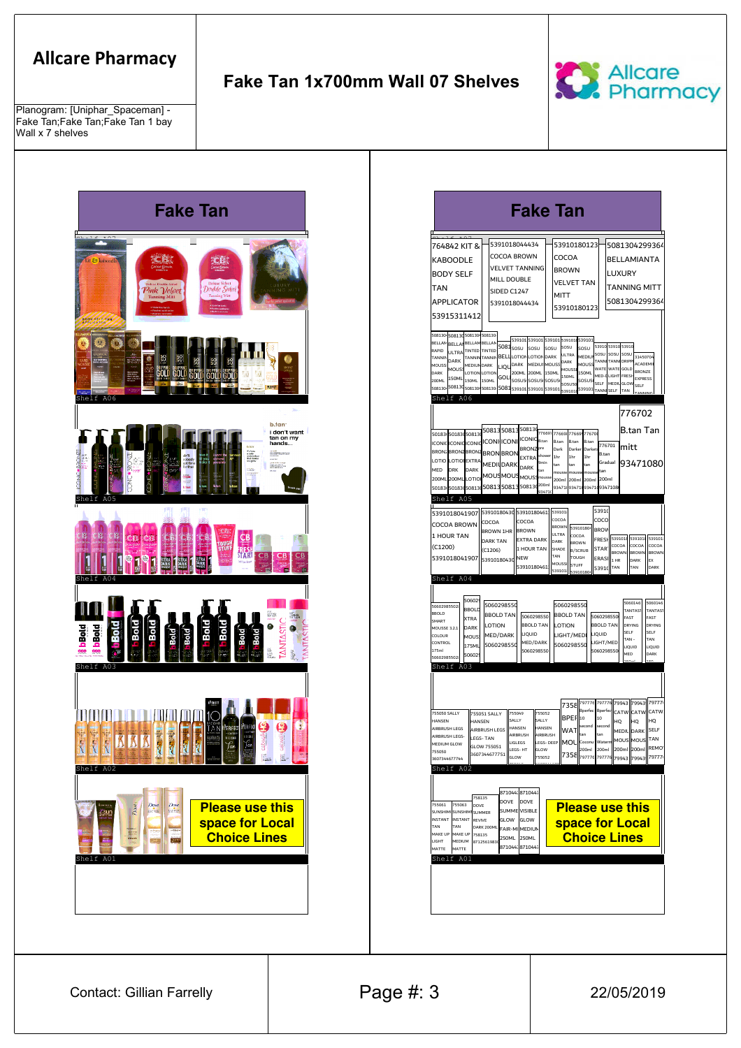# Allcare Pharmacy

## Fake Tan 1x700mm Wall 07 Shelves

Planogram: [Uniphar_Spaceman] - Fake Tan;Fake Tan;Fake Tan 1 bay Wall x 7 shelves

## Fake Tan

Shelf A07

Shelf A06

Shelf A05

Shelf A04

Shelf A03

Shelf A02

**Please use this space for Local Choice Lines**

Shelf A01

## Fake Tan

Shelf A07

764842 KIT & KABOODLE BODY SELF TAN APPLICATOR 53915311412

5391018044434 COCOA BROWN VELVET TANNING MILL DOUBLE SIDED C1247 5391018044434

5391018012 3 COCOA BROWN VELVET TAN MITT 5391018012 3

5081304299364 BELLAMIANTA LUXURY TANNING MITT 5081304299364

Shelf A06

776702 B.tan Tan mitt 93471080

Shelf A05

5391018041907 COCOA BROWN 1 HOUR TAN (C1200) 5391018041907

Shelf A04

5060298550 BBOLD TAN LOTION MED/DARK

5060298550 BBOLD TAN LOTION LIGHT/MEDIUM

Shelf A03

755050 SALLY HANSEN AIRBRUSH LEGS AIRBRUSH LEGS-MEDIUM GLOW 755050 3607344677744

755051 SALLY HANSEN AIRBRUSH LEGS LEGS- TAN GLOW 755051 3607344677751

Shelf A02

**Please use this space for Local Choice Lines**

Shelf A01

Contact: Gillian Farrelly

22/05/2019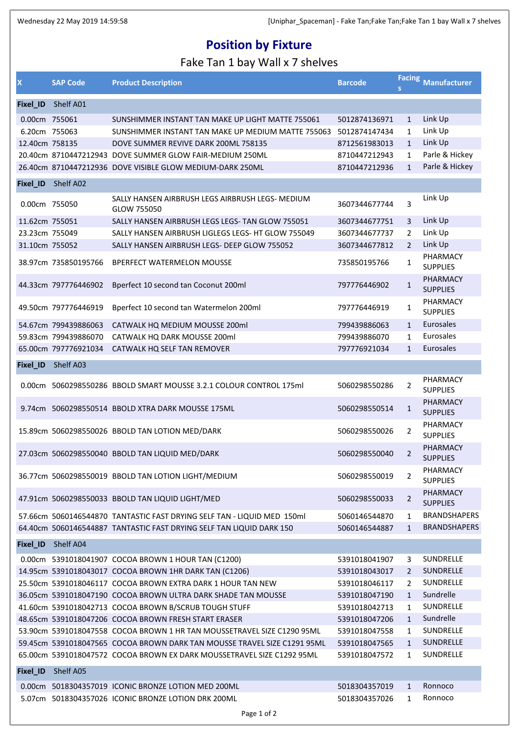# Position by Fixture

## Fake Tan 1 bay Wall x 7 shelves

| X | SAP Code | Product Description | Barcode | Facings | Manufacturer |
|---|---|---|---|---|---|
| **Fixel_ID** | Shelf A01 | | | | |
| 0.00cm | 755061 | SUNSHIMMER INSTANT TAN MAKE UP LIGHT MATTE 755061 | 5012874136971 | 1 | Link Up |
| 6.20cm | 755063 | SUNSHIMMER INSTANT TAN MAKE UP MEDIUM MATTE 755063 | 5012874147434 | 1 | Link Up |
| 12.40cm | 758135 | DOVE SUMMER REVIVE DARK 200ML 758135 | 8712561983013 | 1 | Link Up |
| 20.40cm | 8710447212943 | DOVE SUMMER GLOW FAIR-MEDIUM 250ML | 8710447212943 | 1 | Parle & Hickey |
| 26.40cm | 8710447212936 | DOVE VISIBLE GLOW MEDIUM-DARK 250ML | 8710447212936 | 1 | Parle & Hickey |
| **Fixel_ID** | Shelf A02 | | | | |
| 0.00cm | 755050 | SALLY HANSEN AIRBRUSH LEGS AIRBRUSH LEGS- MEDIUM GLOW 755050 | 3607344677744 | 3 | Link Up |
| 11.62cm | 755051 | SALLY HANSEN AIRBRUSH LEGS LEGS- TAN GLOW 755051 | 3607344677751 | 3 | Link Up |
| 23.23cm | 755049 | SALLY HANSEN AIRBRUSH LIGLEGS LEGS- HT GLOW 755049 | 3607344677737 | 2 | Link Up |
| 31.10cm | 755052 | SALLY HANSEN AIRBRUSH LEGS- DEEP GLOW 755052 | 3607344677812 | 2 | Link Up |
| 38.97cm | 735850195766 | BPERFECT WATERMELON MOUSSE | 735850195766 | 1 | PHARMACY SUPPLIES |
| 44.33cm | 797776446902 | Bperfect 10 second tan Coconut 200ml | 797776446902 | 1 | PHARMACY SUPPLIES |
| 49.50cm | 797776446919 | Bperfect 10 second tan Watermelon 200ml | 797776446919 | 1 | PHARMACY SUPPLIES |
| 54.67cm | 799439886063 | CATWALK HQ MEDIUM MOUSSE 200ml | 799439886063 | 1 | Eurosales |
| 59.83cm | 799439886070 | CATWALK HQ DARK MOUSSE 200ml | 799439886070 | 1 | Eurosales |
| 65.00cm | 797776921034 | CATWALK HQ SELF TAN REMOVER | 797776921034 | 1 | Eurosales |
| **Fixel_ID** | Shelf A03 | | | | |
| 0.00cm | 5060298550286 | BBOLD SMART MOUSSE 3.2.1 COLOUR CONTROL 175ml | 5060298550286 | 2 | PHARMACY SUPPLIES |
| 9.74cm | 5060298550514 | BBOLD XTRA DARK MOUSSE 175ML | 5060298550514 | 1 | PHARMACY SUPPLIES |
| 15.89cm | 5060298550026 | BBOLD TAN LOTION MED/DARK | 5060298550026 | 2 | PHARMACY SUPPLIES |
| 27.03cm | 5060298550040 | BBOLD TAN LIQUID MED/DARK | 5060298550040 | 2 | PHARMACY SUPPLIES |
| 36.77cm | 5060298550019 | BBOLD TAN LOTION LIGHT/MEDIUM | 5060298550019 | 2 | PHARMACY SUPPLIES |
| 47.91cm | 5060298550033 | BBOLD TAN LIQUID LIGHT/MED | 5060298550033 | 2 | PHARMACY SUPPLIES |
| 57.66cm | 5060146544870 | TANTASTIC FAST DRYING SELF TAN - LIQUID MED 150ml | 5060146544870 | 1 | BRANDSHAPERS |
| 64.40cm | 5060146544887 | TANTASTIC FAST DRYING SELF TAN LIQUID DARK 150 | 5060146544887 | 1 | BRANDSHAPERS |
| **Fixel_ID** | Shelf A04 | | | | |
| 0.00cm | 5391018041907 | COCOA BROWN 1 HOUR TAN (C1200) | 5391018041907 | 3 | SUNDRELLE |
| 14.95cm | 5391018043017 | COCOA BROWN 1HR DARK TAN (C1206) | 5391018043017 | 2 | SUNDRELLE |
| 25.50cm | 5391018046117 | COCOA BROWN EXTRA DARK 1 HOUR TAN NEW | 5391018046117 | 2 | SUNDRELLE |
| 36.05cm | 5391018047190 | COCOA BROWN ULTRA DARK SHADE TAN MOUSSE | 5391018047190 | 1 | Sundrelle |
| 41.60cm | 5391018042713 | COCOA BROWN B/SCRUB TOUGH STUFF | 5391018042713 | 1 | SUNDRELLE |
| 48.65cm | 5391018047206 | COCOA BROWN FRESH START ERASER | 5391018047206 | 1 | Sundrelle |
| 53.90cm | 5391018047558 | COCOA BROWN 1 HR TAN MOUSSETRAVEL SIZE C1290 95ML | 5391018047558 | 1 | SUNDRELLE |
| 59.45cm | 5391018047565 | COCOA BROWN DARK TAN MOUSSE TRAVEL SIZE C1291 95ML | 5391018047565 | 1 | SUNDRELLE |
| 65.00cm | 5391018047572 | COCOA BROWN EX DARK MOUSSETRAVEL SIZE C1292 95ML | 5391018047572 | 1 | SUNDRELLE |
| **Fixel_ID** | Shelf A05 | | | | |
| 0.00cm | 5018304357019 | ICONIC BRONZE LOTION MED 200ML | 5018304357019 | 1 | Ronnoco |
| 5.07cm | 5018304357026 | ICONIC BRONZE LOTION DRK 200ML | 5018304357026 | 1 | Ronnoco |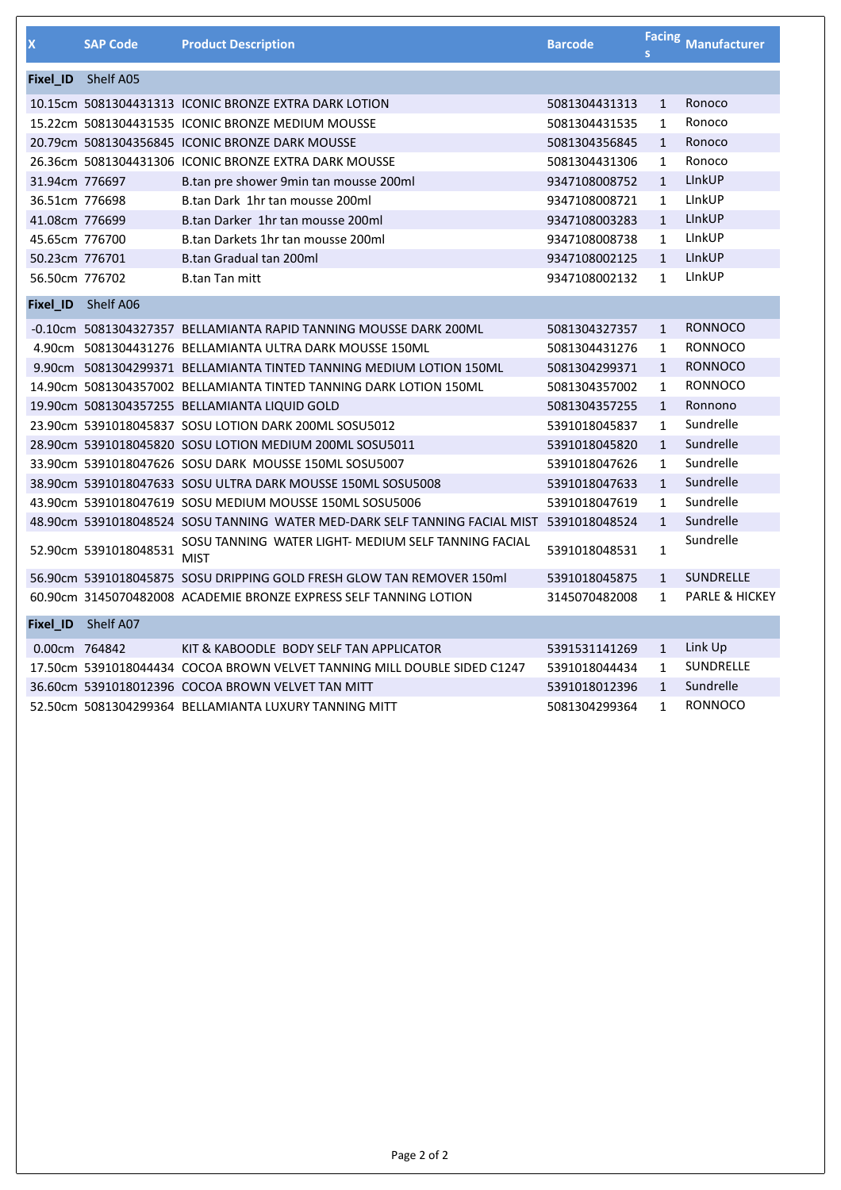| X | SAP Code | Product Description | Barcode | Facings | Manufacturer |
|---|---|---|---|---|---|
| **Fixel_ID** | Shelf A05 | | | | |
| 10.15cm | 5081304431313 | ICONIC BRONZE EXTRA DARK LOTION | 5081304431313 | 1 | Ronoco |
| 15.22cm | 5081304431535 | ICONIC BRONZE MEDIUM MOUSSE | 5081304431535 | 1 | Ronoco |
| 20.79cm | 5081304356845 | ICONIC BRONZE DARK MOUSSE | 5081304356845 | 1 | Ronoco |
| 26.36cm | 5081304431306 | ICONIC BRONZE EXTRA DARK MOUSSE | 5081304431306 | 1 | Ronoco |
| 31.94cm | 776697 | B.tan pre shower 9min tan mousse 200ml | 9347108008752 | 1 | LInkUP |
| 36.51cm | 776698 | B.tan Dark 1hr tan mousse 200ml | 9347108008721 | 1 | LInkUP |
| 41.08cm | 776699 | B.tan Darker 1hr tan mousse 200ml | 9347108003283 | 1 | LInkUP |
| 45.65cm | 776700 | B.tan Darkets 1hr tan mousse 200ml | 9347108008738 | 1 | LInkUP |
| 50.23cm | 776701 | B.tan Gradual tan 200ml | 9347108002125 | 1 | LInkUP |
| 56.50cm | 776702 | B.tan Tan mitt | 9347108002132 | 1 | LInkUP |
| **Fixel_ID** | Shelf A06 | | | | |
| -0.10cm | 5081304327357 | BELLAMIANTA RAPID TANNING MOUSSE DARK 200ML | 5081304327357 | 1 | RONNOCO |
| 4.90cm | 5081304431276 | BELLAMIANTA ULTRA DARK MOUSSE 150ML | 5081304431276 | 1 | RONNOCO |
| 9.90cm | 5081304299371 | BELLAMIANTA TINTED TANNING MEDIUM LOTION 150ML | 5081304299371 | 1 | RONNOCO |
| 14.90cm | 5081304357002 | BELLAMIANTA TINTED TANNING DARK LOTION 150ML | 5081304357002 | 1 | RONNOCO |
| 19.90cm | 5081304357255 | BELLAMIANTA LIQUID GOLD | 5081304357255 | 1 | Ronnono |
| 23.90cm | 5391018045837 | SOSU LOTION DARK 200ML SOSU5012 | 5391018045837 | 1 | Sundrelle |
| 28.90cm | 5391018045820 | SOSU LOTION MEDIUM 200ML SOSU5011 | 5391018045820 | 1 | Sundrelle |
| 33.90cm | 5391018047626 | SOSU DARK MOUSSE 150ML SOSU5007 | 5391018047626 | 1 | Sundrelle |
| 38.90cm | 5391018047633 | SOSU ULTRA DARK MOUSSE 150ML SOSU5008 | 5391018047633 | 1 | Sundrelle |
| 43.90cm | 5391018047619 | SOSU MEDIUM MOUSSE 150ML SOSU5006 | 5391018047619 | 1 | Sundrelle |
| 48.90cm | 5391018048524 | SOSU TANNING WATER MED-DARK SELF TANNING FACIAL MIST | 5391018048524 | 1 | Sundrelle |
| 52.90cm | 5391018048531 | SOSU TANNING WATER LIGHT- MEDIUM SELF TANNING FACIAL MIST | 5391018048531 | 1 | Sundrelle |
| 56.90cm | 5391018045875 | SOSU DRIPPING GOLD FRESH GLOW TAN REMOVER 150ml | 5391018045875 | 1 | SUNDRELLE |
| 60.90cm | 3145070482008 | ACADEMIE BRONZE EXPRESS SELF TANNING LOTION | 3145070482008 | 1 | PARLE & HICKEY |
| **Fixel_ID** | Shelf A07 | | | | |
| 0.00cm | 764842 | KIT & KABOODLE BODY SELF TAN APPLICATOR | 5391531141269 | 1 | Link Up |
| 17.50cm | 5391018044434 | COCOA BROWN VELVET TANNING MILL DOUBLE SIDED C1247 | 5391018044434 | 1 | SUNDRELLE |
| 36.60cm | 5391018012396 | COCOA BROWN VELVET TAN MITT | 5391018012396 | 1 | Sundrelle |
| 52.50cm | 5081304299364 | BELLAMIANTA LUXURY TANNING MITT | 5081304299364 | 1 | RONNOCO |